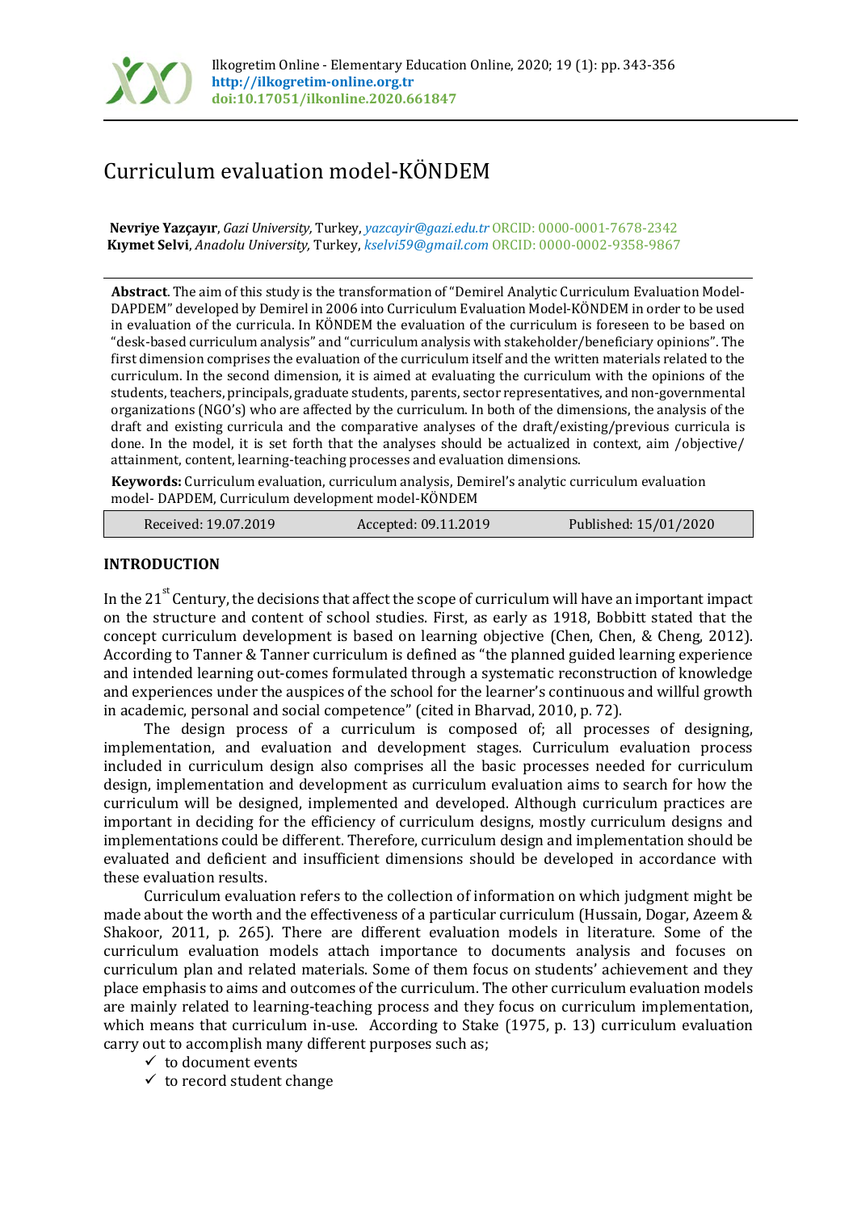# Curriculum evaluation model-KÖNDEM

**Nevriye Yazçayır**, *Gazi University,* Turkey, *yazcayir@gazi.edu.tr* ORCID: 0000-0001-7678-2342
**Kıymet Selvi**, *Anadolu University,* Turkey, *kselvi59@gmail.com* ORCID: 0000-0002-9358-9867

**Abstract**. The aim of this study is the transformation of "Demirel Analytic Curriculum Evaluation Model-DAPDEM" developed by Demirel in 2006 into Curriculum Evaluation Model-KÖNDEM in order to be used in evaluation of the curricula. In KÖNDEM the evaluation of the curriculum is foreseen to be based on "desk-based curriculum analysis" and "curriculum analysis with stakeholder/beneficiary opinions". The first dimension comprises the evaluation of the curriculum itself and the written materials related to the curriculum. In the second dimension, it is aimed at evaluating the curriculum with the opinions of the students, teachers, principals, graduate students, parents, sector representatives, and non-governmental organizations (NGO's) who are affected by the curriculum. In both of the dimensions, the analysis of the draft and existing curricula and the comparative analyses of the draft/existing/previous curricula is done. In the model, it is set forth that the analyses should be actualized in context, aim /objective/ attainment, content, learning-teaching processes and evaluation dimensions.

**Keywords:** Curriculum evaluation, curriculum analysis, Demirel's analytic curriculum evaluation model- DAPDEM, Curriculum development model-KÖNDEM

| Received: 19.07.2019 | Accepted: 09.11.2019 | Published: 15/01/2020 |
|---|---|---|

## INTRODUCTION

In the 21st Century, the decisions that affect the scope of curriculum will have an important impact on the structure and content of school studies. First, as early as 1918, Bobbitt stated that the concept curriculum development is based on learning objective (Chen, Chen, & Cheng, 2012). According to Tanner & Tanner curriculum is defined as "the planned guided learning experience and intended learning out-comes formulated through a systematic reconstruction of knowledge and experiences under the auspices of the school for the learner's continuous and willful growth in academic, personal and social competence" (cited in Bharvad, 2010, p. 72).

The design process of a curriculum is composed of; all processes of designing, implementation, and evaluation and development stages. Curriculum evaluation process included in curriculum design also comprises all the basic processes needed for curriculum design, implementation and development as curriculum evaluation aims to search for how the curriculum will be designed, implemented and developed. Although curriculum practices are important in deciding for the efficiency of curriculum designs, mostly curriculum designs and implementations could be different. Therefore, curriculum design and implementation should be evaluated and deficient and insufficient dimensions should be developed in accordance with these evaluation results.

Curriculum evaluation refers to the collection of information on which judgment might be made about the worth and the effectiveness of a particular curriculum (Hussain, Dogar, Azeem & Shakoor, 2011, p. 265). There are different evaluation models in literature. Some of the curriculum evaluation models attach importance to documents analysis and focuses on curriculum plan and related materials. Some of them focus on students' achievement and they place emphasis to aims and outcomes of the curriculum. The other curriculum evaluation models are mainly related to learning-teaching process and they focus on curriculum implementation, which means that curriculum in-use. According to Stake (1975, p. 13) curriculum evaluation carry out to accomplish many different purposes such as;

- ✓ to document events
- ✓ to record student change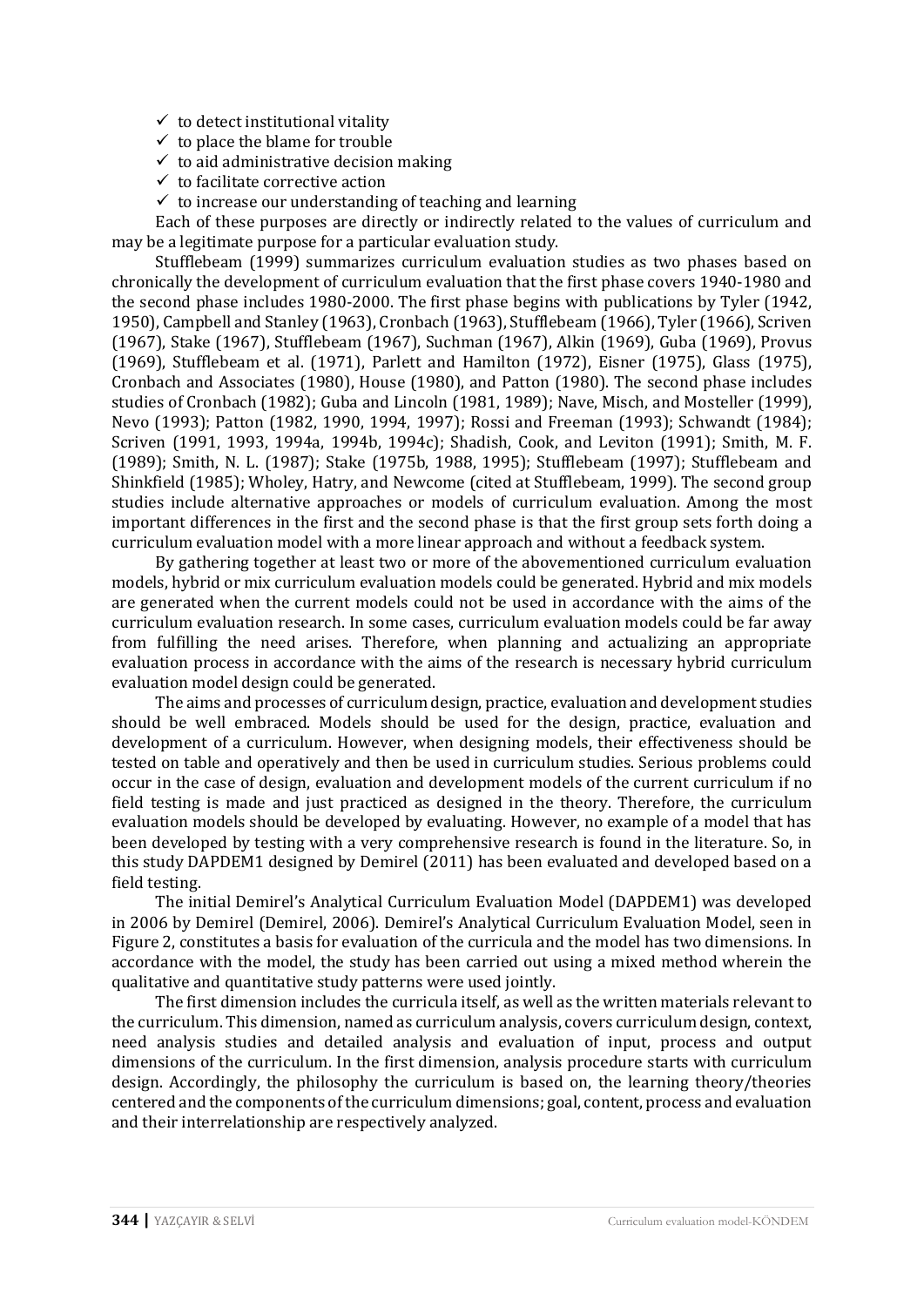- ✓ to detect institutional vitality
- ✓ to place the blame for trouble
- ✓ to aid administrative decision making
- ✓ to facilitate corrective action
- ✓ to increase our understanding of teaching and learning

Each of these purposes are directly or indirectly related to the values of curriculum and may be a legitimate purpose for a particular evaluation study.

Stufflebeam (1999) summarizes curriculum evaluation studies as two phases based on chronically the development of curriculum evaluation that the first phase covers 1940-1980 and the second phase includes 1980-2000. The first phase begins with publications by Tyler (1942, 1950), Campbell and Stanley (1963), Cronbach (1963), Stufflebeam (1966), Tyler (1966), Scriven (1967), Stake (1967), Stufflebeam (1967), Suchman (1967), Alkin (1969), Guba (1969), Provus (1969), Stufflebeam et al. (1971), Parlett and Hamilton (1972), Eisner (1975), Glass (1975), Cronbach and Associates (1980), House (1980), and Patton (1980). The second phase includes studies of Cronbach (1982); Guba and Lincoln (1981, 1989); Nave, Misch, and Mosteller (1999), Nevo (1993); Patton (1982, 1990, 1994, 1997); Rossi and Freeman (1993); Schwandt (1984); Scriven (1991, 1993, 1994a, 1994b, 1994c); Shadish, Cook, and Leviton (1991); Smith, M. F. (1989); Smith, N. L. (1987); Stake (1975b, 1988, 1995); Stufflebeam (1997); Stufflebeam and Shinkfield (1985); Wholey, Hatry, and Newcome (cited at Stufflebeam, 1999). The second group studies include alternative approaches or models of curriculum evaluation. Among the most important differences in the first and the second phase is that the first group sets forth doing a curriculum evaluation model with a more linear approach and without a feedback system.

By gathering together at least two or more of the abovementioned curriculum evaluation models, hybrid or mix curriculum evaluation models could be generated. Hybrid and mix models are generated when the current models could not be used in accordance with the aims of the curriculum evaluation research. In some cases, curriculum evaluation models could be far away from fulfilling the need arises. Therefore, when planning and actualizing an appropriate evaluation process in accordance with the aims of the research is necessary hybrid curriculum evaluation model design could be generated.

The aims and processes of curriculum design, practice, evaluation and development studies should be well embraced. Models should be used for the design, practice, evaluation and development of a curriculum. However, when designing models, their effectiveness should be tested on table and operatively and then be used in curriculum studies. Serious problems could occur in the case of design, evaluation and development models of the current curriculum if no field testing is made and just practiced as designed in the theory. Therefore, the curriculum evaluation models should be developed by evaluating. However, no example of a model that has been developed by testing with a very comprehensive research is found in the literature. So, in this study DAPDEM1 designed by Demirel (2011) has been evaluated and developed based on a field testing.

The initial Demirel's Analytical Curriculum Evaluation Model (DAPDEM1) was developed in 2006 by Demirel (Demirel, 2006). Demirel's Analytical Curriculum Evaluation Model, seen in Figure 2, constitutes a basis for evaluation of the curricula and the model has two dimensions. In accordance with the model, the study has been carried out using a mixed method wherein the qualitative and quantitative study patterns were used jointly.

The first dimension includes the curricula itself, as well as the written materials relevant to the curriculum. This dimension, named as curriculum analysis, covers curriculum design, context, need analysis studies and detailed analysis and evaluation of input, process and output dimensions of the curriculum. In the first dimension, analysis procedure starts with curriculum design. Accordingly, the philosophy the curriculum is based on, the learning theory/theories centered and the components of the curriculum dimensions; goal, content, process and evaluation and their interrelationship are respectively analyzed.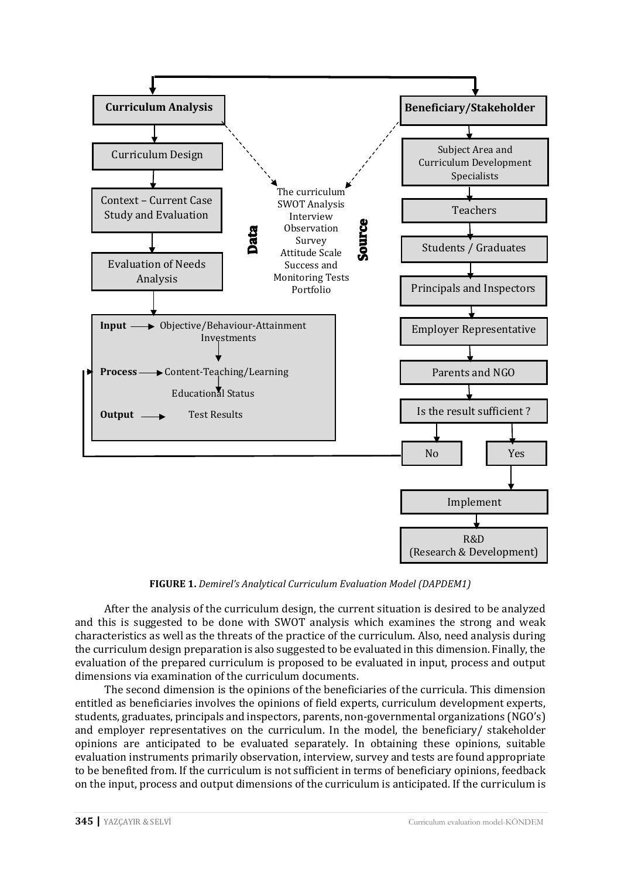**Curriculum Analysis**
- Curriculum Design
- Context – Current Case Study and Evaluation
- Evaluation of Needs Analysis
- **Input** → Objective/Behaviour-Attainment Investments
- **Process** → Content-Teaching/Learning
- Educational Status
- **Output** → Test Results

**Data Source**
- The curriculum
- SWOT Analysis
- Interview
- Observation
- Survey
- Attitude Scale
- Success and Monitoring Tests
- Portfolio

**Beneficiary/Stakeholder**
- Subject Area and Curriculum Development Specialists
- Teachers
- Students / Graduates
- Principals and Inspectors
- Employer Representative
- Parents and NGO
- Is the result sufficient ?
  - No
  - Yes
- Implement
- R&D (Research & Development)

**FIGURE 1.** *Demirel's Analytical Curriculum Evaluation Model (DAPDEM1)*

After the analysis of the curriculum design, the current situation is desired to be analyzed and this is suggested to be done with SWOT analysis which examines the strong and weak characteristics as well as the threats of the practice of the curriculum. Also, need analysis during the curriculum design preparation is also suggested to be evaluated in this dimension. Finally, the evaluation of the prepared curriculum is proposed to be evaluated in input, process and output dimensions via examination of the curriculum documents.

The second dimension is the opinions of the beneficiaries of the curricula. This dimension entitled as beneficiaries involves the opinions of field experts, curriculum development experts, students, graduates, principals and inspectors, parents, non-governmental organizations (NGO's) and employer representatives on the curriculum. In the model, the beneficiary/ stakeholder opinions are anticipated to be evaluated separately. In obtaining these opinions, suitable evaluation instruments primarily observation, interview, survey and tests are found appropriate to be benefited from. If the curriculum is not sufficient in terms of beneficiary opinions, feedback on the input, process and output dimensions of the curriculum is anticipated. If the curriculum is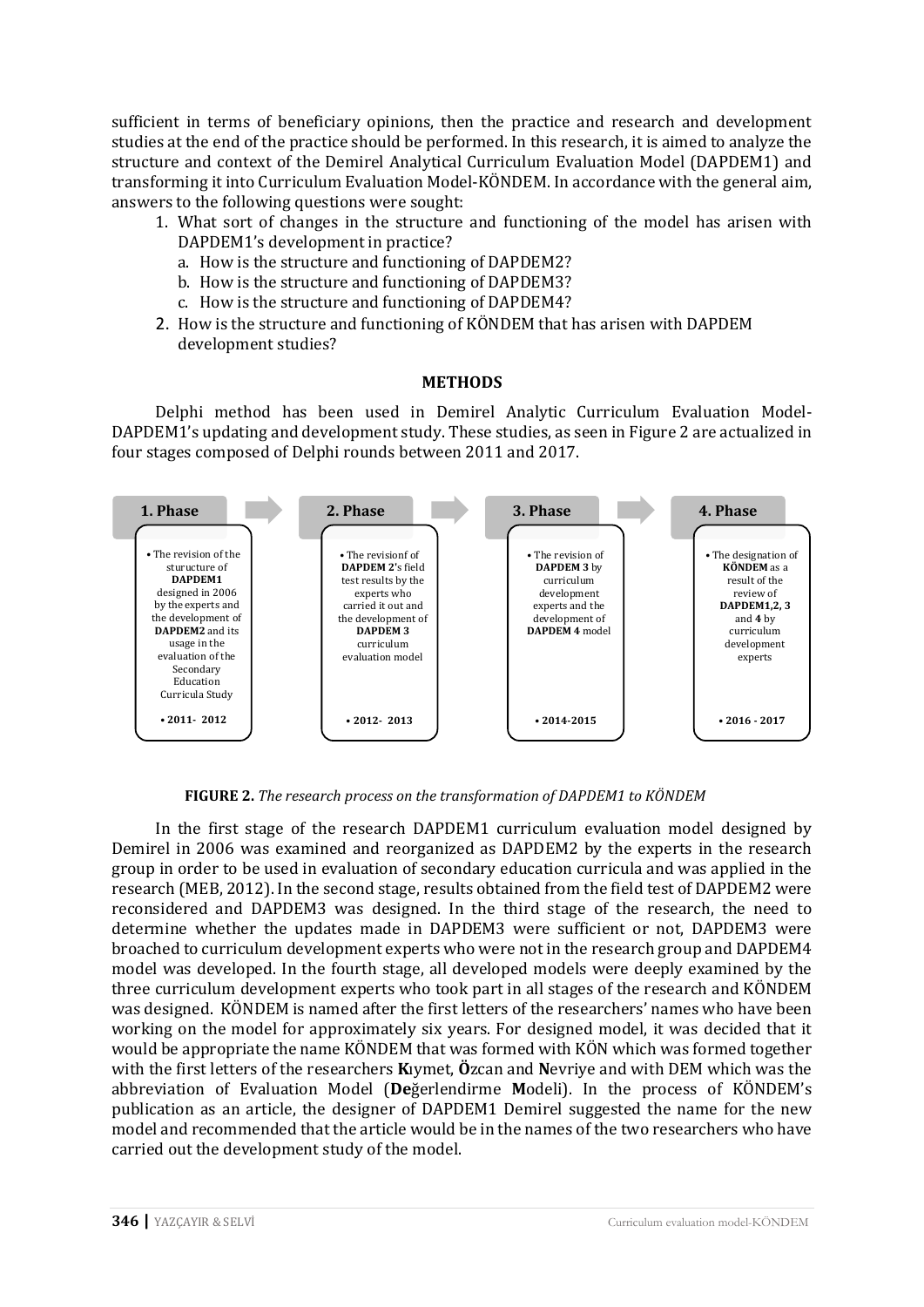sufficient in terms of beneficiary opinions, then the practice and research and development studies at the end of the practice should be performed. In this research, it is aimed to analyze the structure and context of the Demirel Analytical Curriculum Evaluation Model (DAPDEM1) and transforming it into Curriculum Evaluation Model-KÖNDEM. In accordance with the general aim, answers to the following questions were sought:

1. What sort of changes in the structure and functioning of the model has arisen with DAPDEM1's development in practice?
   a. How is the structure and functioning of DAPDEM2?
   b. How is the structure and functioning of DAPDEM3?
   c. How is the structure and functioning of DAPDEM4?
2. How is the structure and functioning of KÖNDEM that has arisen with DAPDEM development studies?

## METHODS

Delphi method has been used in Demirel Analytic Curriculum Evaluation Model-DAPDEM1's updating and development study. These studies, as seen in Figure 2 are actualized in four stages composed of Delphi rounds between 2011 and 2017.

| 1. Phase | 2. Phase | 3. Phase | 4. Phase |
|---|---|---|---|
| • The revision of the sturucture of **DAPDEM1** designed in 2006 by the experts and the development of **DAPDEM2** and its usage in the evaluation of the Secondary Education Curricula Study | • The revisionf of **DAPDEM 2**'s field test results by the experts who carried it out and the development of **DAPDEM 3** curriculum evaluation model | • The revision of **DAPDEM 3** by curriculum development experts and the development of **DAPDEM 4** model | • The designation of **KÖNDEM** as a result of the review of **DAPDEM1,2, 3** and **4** by curriculum development experts |
| • 2011- 2012 | • 2012- 2013 | • 2014-2015 | • 2016 - 2017 |

**FIGURE 2.** *The research process on the transformation of DAPDEM1 to KÖNDEM*

In the first stage of the research DAPDEM1 curriculum evaluation model designed by Demirel in 2006 was examined and reorganized as DAPDEM2 by the experts in the research group in order to be used in evaluation of secondary education curricula and was applied in the research (MEB, 2012). In the second stage, results obtained from the field test of DAPDEM2 were reconsidered and DAPDEM3 was designed. In the third stage of the research, the need to determine whether the updates made in DAPDEM3 were sufficient or not, DAPDEM3 were broached to curriculum development experts who were not in the research group and DAPDEM4 model was developed. In the fourth stage, all developed models were deeply examined by the three curriculum development experts who took part in all stages of the research and KÖNDEM was designed. KÖNDEM is named after the first letters of the researchers' names who have been working on the model for approximately six years. For designed model, it was decided that it would be appropriate the name KÖNDEM that was formed with KÖN which was formed together with the first letters of the researchers **K**ıymet, **Ö**zcan and **N**evriye and with DEM which was the abbreviation of Evaluation Model (**De**ğerlendirme **M**odeli). In the process of KÖNDEM's publication as an article, the designer of DAPDEM1 Demirel suggested the name for the new model and recommended that the article would be in the names of the two researchers who have carried out the development study of the model.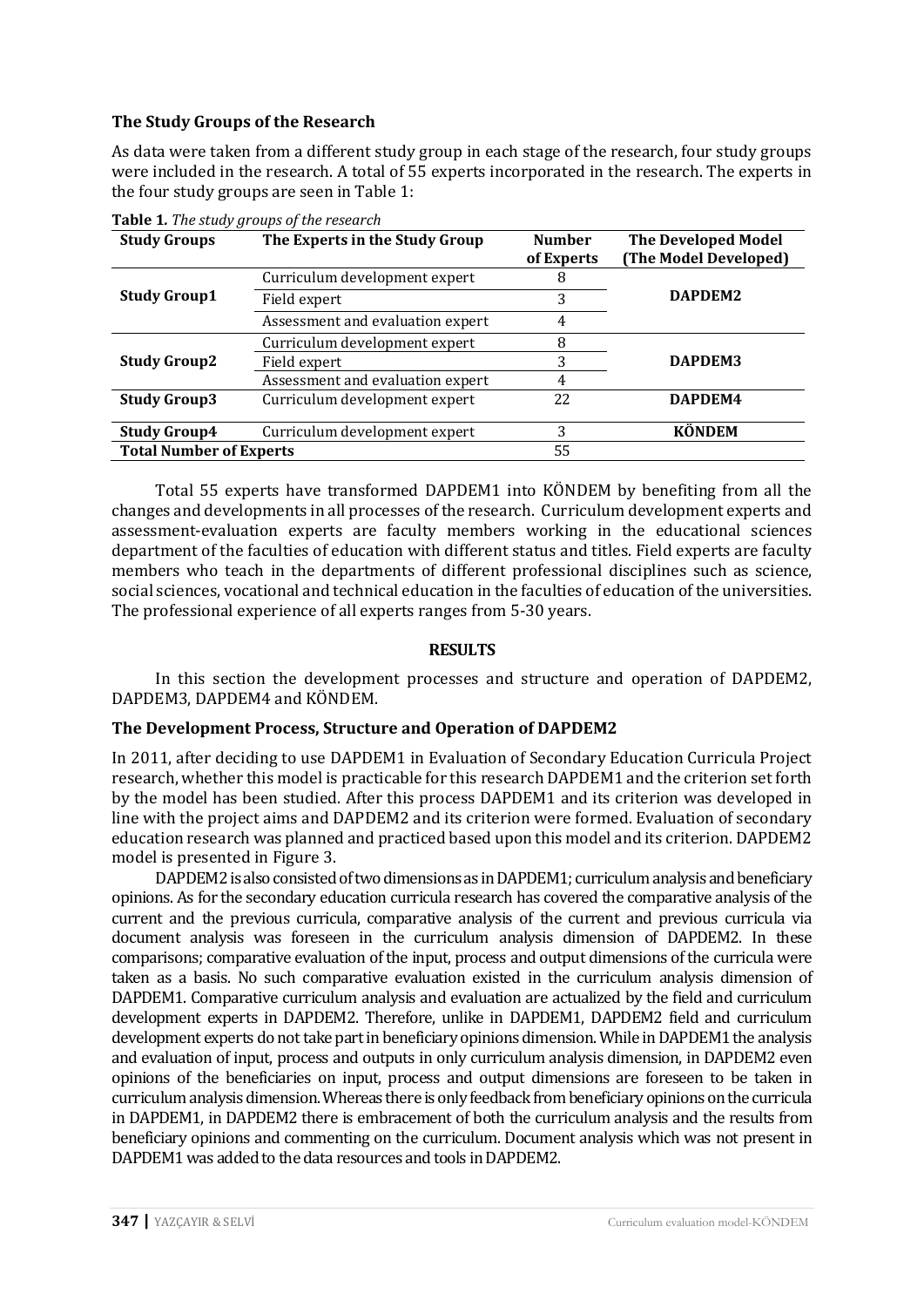### The Study Groups of the Research

As data were taken from a different study group in each stage of the research, four study groups were included in the research. A total of 55 experts incorporated in the research. The experts in the four study groups are seen in Table 1:

**Table 1.** *The study groups of the research*

| Study Groups | The Experts in the Study Group | Number of Experts | The Developed Model (The Model Developed) |
|---|---|---|---|
| **Study Group1** | Curriculum development expert | 8 | **DAPDEM2** |
| | Field expert | 3 | |
| | Assessment and evaluation expert | 4 | |
| **Study Group2** | Curriculum development expert | 8 | **DAPDEM3** |
| | Field expert | 3 | |
| | Assessment and evaluation expert | 4 | |
| **Study Group3** | Curriculum development expert | 22 | **DAPDEM4** |
| **Study Group4** | Curriculum development expert | 3 | **KÖNDEM** |
| **Total Number of Experts** | | 55 | |

Total 55 experts have transformed DAPDEM1 into KÖNDEM by benefiting from all the changes and developments in all processes of the research. Curriculum development experts and assessment-evaluation experts are faculty members working in the educational sciences department of the faculties of education with different status and titles. Field experts are faculty members who teach in the departments of different professional disciplines such as science, social sciences, vocational and technical education in the faculties of education of the universities. The professional experience of all experts ranges from 5-30 years.

## RESULTS

In this section the development processes and structure and operation of DAPDEM2, DAPDEM3, DAPDEM4 and KÖNDEM.

### The Development Process, Structure and Operation of DAPDEM2

In 2011, after deciding to use DAPDEM1 in Evaluation of Secondary Education Curricula Project research, whether this model is practicable for this research DAPDEM1 and the criterion set forth by the model has been studied. After this process DAPDEM1 and its criterion was developed in line with the project aims and DAPDEM2 and its criterion were formed. Evaluation of secondary education research was planned and practiced based upon this model and its criterion. DAPDEM2 model is presented in Figure 3.

DAPDEM2 is also consisted of two dimensions as in DAPDEM1; curriculum analysis and beneficiary opinions. As for the secondary education curricula research has covered the comparative analysis of the current and the previous curricula, comparative analysis of the current and previous curricula via document analysis was foreseen in the curriculum analysis dimension of DAPDEM2. In these comparisons; comparative evaluation of the input, process and output dimensions of the curricula were taken as a basis. No such comparative evaluation existed in the curriculum analysis dimension of DAPDEM1. Comparative curriculum analysis and evaluation are actualized by the field and curriculum development experts in DAPDEM2. Therefore, unlike in DAPDEM1, DAPDEM2 field and curriculum development experts do not take part in beneficiary opinions dimension. While in DAPDEM1 the analysis and evaluation of input, process and outputs in only curriculum analysis dimension, in DAPDEM2 even opinions of the beneficiaries on input, process and output dimensions are foreseen to be taken in curriculum analysis dimension. Whereas there is only feedback from beneficiary opinions on the curricula in DAPDEM1, in DAPDEM2 there is embracement of both the curriculum analysis and the results from beneficiary opinions and commenting on the curriculum. Document analysis which was not present in DAPDEM1 was added to the data resources and tools in DAPDEM2.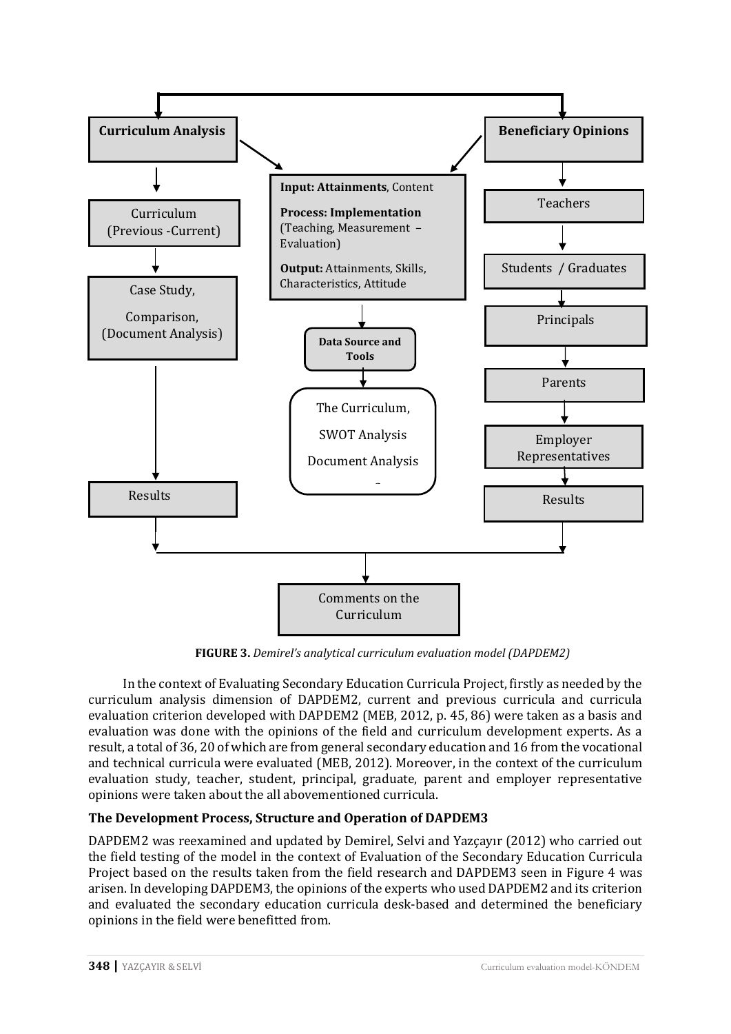**Curriculum Analysis**

Curriculum (Previous -Current)

Case Study, Comparison, (Document Analysis)

Results

**Beneficiary Opinions**

Teachers

Students / Graduates

Principals

Parents

Employer Representatives

Results

**Input: Attainments**, Content

**Process: Implementation** (Teaching, Measurement – Evaluation)

**Output:** Attainments, Skills, Characteristics, Attitude

**Data Source and Tools**

The Curriculum,

SWOT Analysis

Document Analysis

Comments on the Curriculum

**FIGURE 3.** *Demirel's analytical curriculum evaluation model (DAPDEM2)*

In the context of Evaluating Secondary Education Curricula Project, firstly as needed by the curriculum analysis dimension of DAPDEM2, current and previous curricula and curricula evaluation criterion developed with DAPDEM2 (MEB, 2012, p. 45, 86) were taken as a basis and evaluation was done with the opinions of the field and curriculum development experts. As a result, a total of 36, 20 of which are from general secondary education and 16 from the vocational and technical curricula were evaluated (MEB, 2012). Moreover, in the context of the curriculum evaluation study, teacher, student, principal, graduate, parent and employer representative opinions were taken about the all abovementioned curricula.

### The Development Process, Structure and Operation of DAPDEM3

DAPDEM2 was reexamined and updated by Demirel, Selvi and Yazçayır (2012) who carried out the field testing of the model in the context of Evaluation of the Secondary Education Curricula Project based on the results taken from the field research and DAPDEM3 seen in Figure 4 was arisen. In developing DAPDEM3, the opinions of the experts who used DAPDEM2 and its criterion and evaluated the secondary education curricula desk-based and determined the beneficiary opinions in the field were benefitted from.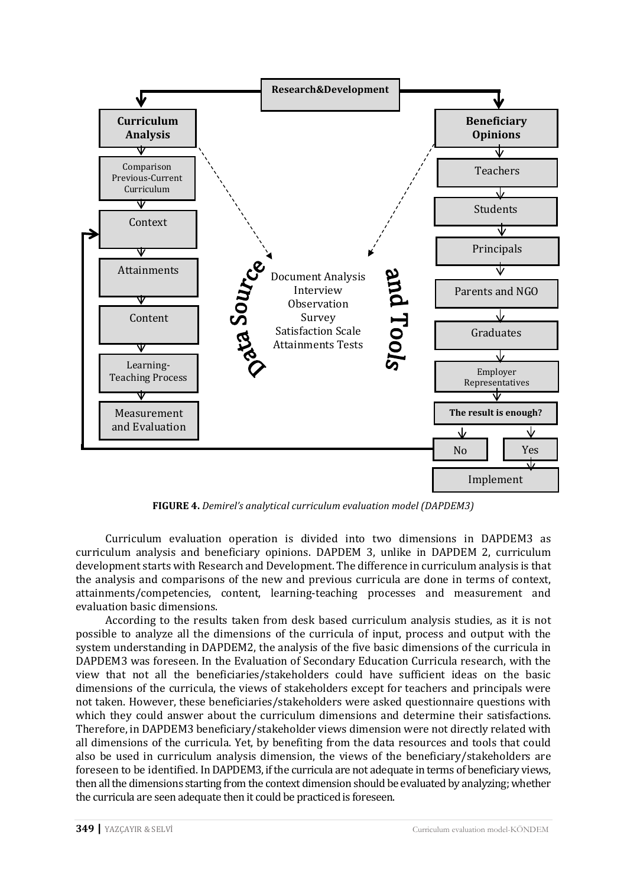**FIGURE 4.** *Demirel's analytical curriculum evaluation model (DAPDEM3)*

Curriculum evaluation operation is divided into two dimensions in DAPDEM3 as curriculum analysis and beneficiary opinions. DAPDEM 3, unlike in DAPDEM 2, curriculum development starts with Research and Development. The difference in curriculum analysis is that the analysis and comparisons of the new and previous curricula are done in terms of context, attainments/competencies, content, learning-teaching processes and measurement and evaluation basic dimensions.

According to the results taken from desk based curriculum analysis studies, as it is not possible to analyze all the dimensions of the curricula of input, process and output with the system understanding in DAPDEM2, the analysis of the five basic dimensions of the curricula in DAPDEM3 was foreseen. In the Evaluation of Secondary Education Curricula research, with the view that not all the beneficiaries/stakeholders could have sufficient ideas on the basic dimensions of the curricula, the views of stakeholders except for teachers and principals were not taken. However, these beneficiaries/stakeholders were asked questionnaire questions with which they could answer about the curriculum dimensions and determine their satisfactions. Therefore, in DAPDEM3 beneficiary/stakeholder views dimension were not directly related with all dimensions of the curricula. Yet, by benefiting from the data resources and tools that could also be used in curriculum analysis dimension, the views of the beneficiary/stakeholders are foreseen to be identified. In DAPDEM3, if the curricula are not adequate in terms of beneficiary views, then all the dimensions starting from the context dimension should be evaluated by analyzing; whether the curricula are seen adequate then it could be practiced is foreseen.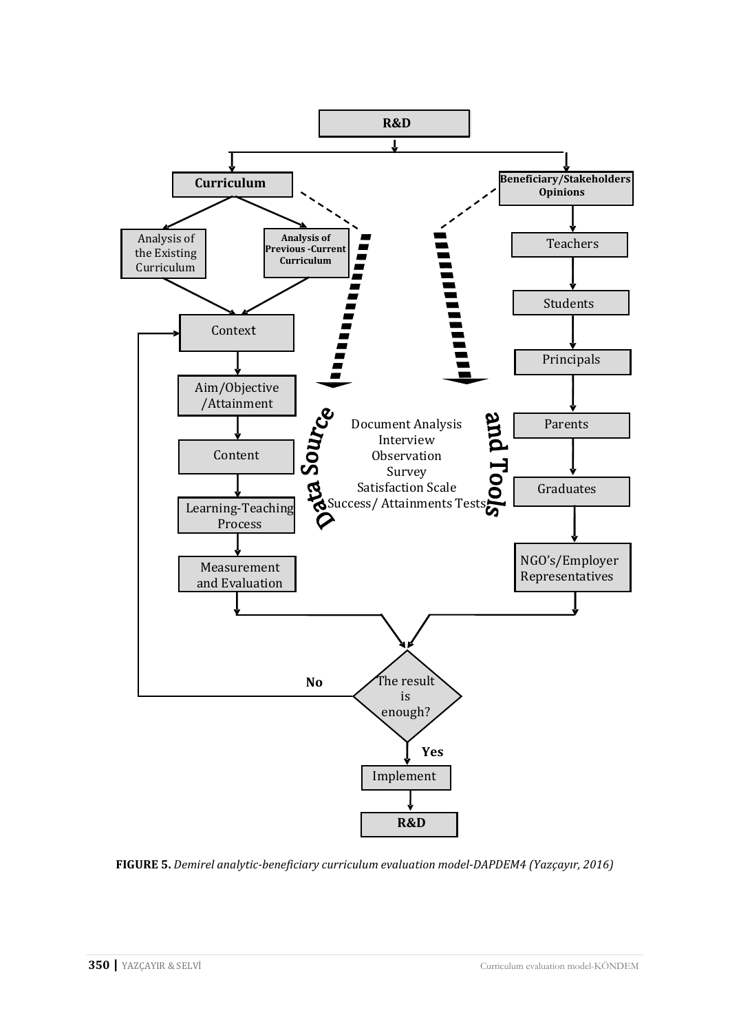R&D

Curriculum

- Analysis of the Existing Curriculum
- Analysis of Previous -Current Curriculum

Context

Aim/Objective /Attainment

Content

Learning-Teaching Process

Measurement and Evaluation

Beneficiary/Stakeholders Opinions

- Teachers
- Students
- Principals
- Parents
- Graduates
- NGO's/Employer Representatives

Data Source and Tools

- Document Analysis
- Interview
- Observation
- Survey
- Satisfaction Scale
- Success/ Attainments Tests

The result is enough?

No

Yes

Implement

R&D

**FIGURE 5.** *Demirel analytic-beneficiary curriculum evaluation model-DAPDEM4 (Yazçayır, 2016)*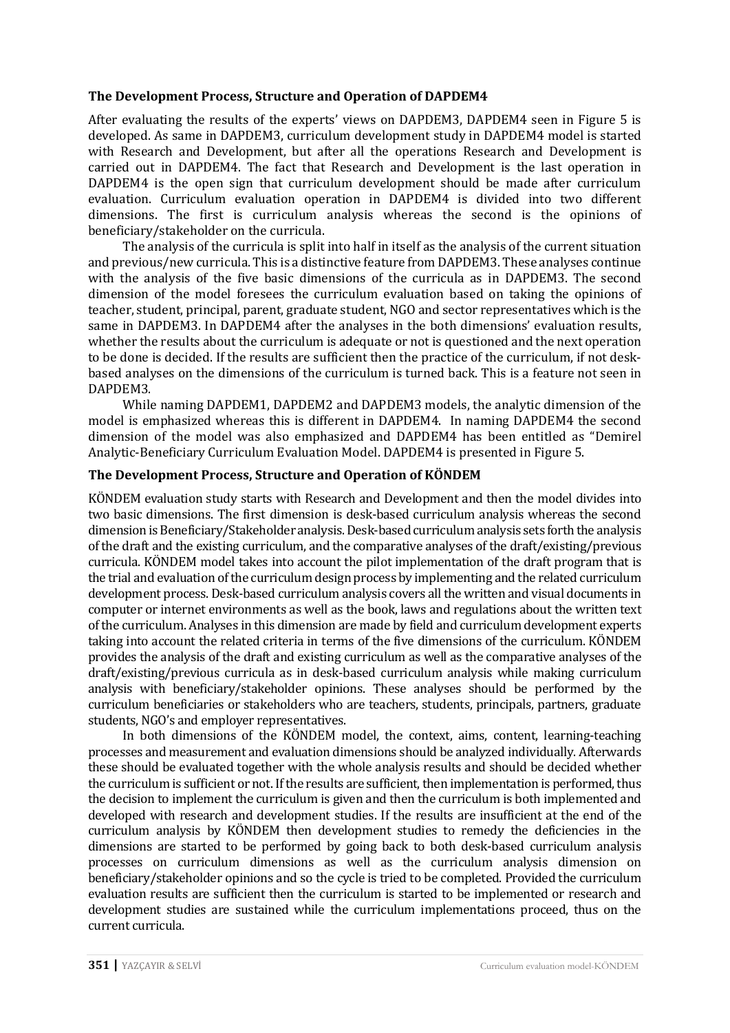### The Development Process, Structure and Operation of DAPDEM4

After evaluating the results of the experts' views on DAPDEM3, DAPDEM4 seen in Figure 5 is developed. As same in DAPDEM3, curriculum development study in DAPDEM4 model is started with Research and Development, but after all the operations Research and Development is carried out in DAPDEM4. The fact that Research and Development is the last operation in DAPDEM4 is the open sign that curriculum development should be made after curriculum evaluation. Curriculum evaluation operation in DAPDEM4 is divided into two different dimensions. The first is curriculum analysis whereas the second is the opinions of beneficiary/stakeholder on the curricula.

The analysis of the curricula is split into half in itself as the analysis of the current situation and previous/new curricula. This is a distinctive feature from DAPDEM3. These analyses continue with the analysis of the five basic dimensions of the curricula as in DAPDEM3. The second dimension of the model foresees the curriculum evaluation based on taking the opinions of teacher, student, principal, parent, graduate student, NGO and sector representatives which is the same in DAPDEM3. In DAPDEM4 after the analyses in the both dimensions' evaluation results, whether the results about the curriculum is adequate or not is questioned and the next operation to be done is decided. If the results are sufficient then the practice of the curriculum, if not desk-based analyses on the dimensions of the curriculum is turned back. This is a feature not seen in DAPDEM3.

While naming DAPDEM1, DAPDEM2 and DAPDEM3 models, the analytic dimension of the model is emphasized whereas this is different in DAPDEM4. In naming DAPDEM4 the second dimension of the model was also emphasized and DAPDEM4 has been entitled as "Demirel Analytic-Beneficiary Curriculum Evaluation Model. DAPDEM4 is presented in Figure 5.

### The Development Process, Structure and Operation of KÖNDEM

KÖNDEM evaluation study starts with Research and Development and then the model divides into two basic dimensions. The first dimension is desk-based curriculum analysis whereas the second dimension is Beneficiary/Stakeholder analysis. Desk-based curriculum analysis sets forth the analysis of the draft and the existing curriculum, and the comparative analyses of the draft/existing/previous curricula. KÖNDEM model takes into account the pilot implementation of the draft program that is the trial and evaluation of the curriculum design process by implementing and the related curriculum development process. Desk-based curriculum analysis covers all the written and visual documents in computer or internet environments as well as the book, laws and regulations about the written text of the curriculum. Analyses in this dimension are made by field and curriculum development experts taking into account the related criteria in terms of the five dimensions of the curriculum. KÖNDEM provides the analysis of the draft and existing curriculum as well as the comparative analyses of the draft/existing/previous curricula as in desk-based curriculum analysis while making curriculum analysis with beneficiary/stakeholder opinions. These analyses should be performed by the curriculum beneficiaries or stakeholders who are teachers, students, principals, partners, graduate students, NGO's and employer representatives.

In both dimensions of the KÖNDEM model, the context, aims, content, learning-teaching processes and measurement and evaluation dimensions should be analyzed individually. Afterwards these should be evaluated together with the whole analysis results and should be decided whether the curriculum is sufficient or not. If the results are sufficient, then implementation is performed, thus the decision to implement the curriculum is given and then the curriculum is both implemented and developed with research and development studies. If the results are insufficient at the end of the curriculum analysis by KÖNDEM then development studies to remedy the deficiencies in the dimensions are started to be performed by going back to both desk-based curriculum analysis processes on curriculum dimensions as well as the curriculum analysis dimension on beneficiary/stakeholder opinions and so the cycle is tried to be completed. Provided the curriculum evaluation results are sufficient then the curriculum is started to be implemented or research and development studies are sustained while the curriculum implementations proceed, thus on the current curricula.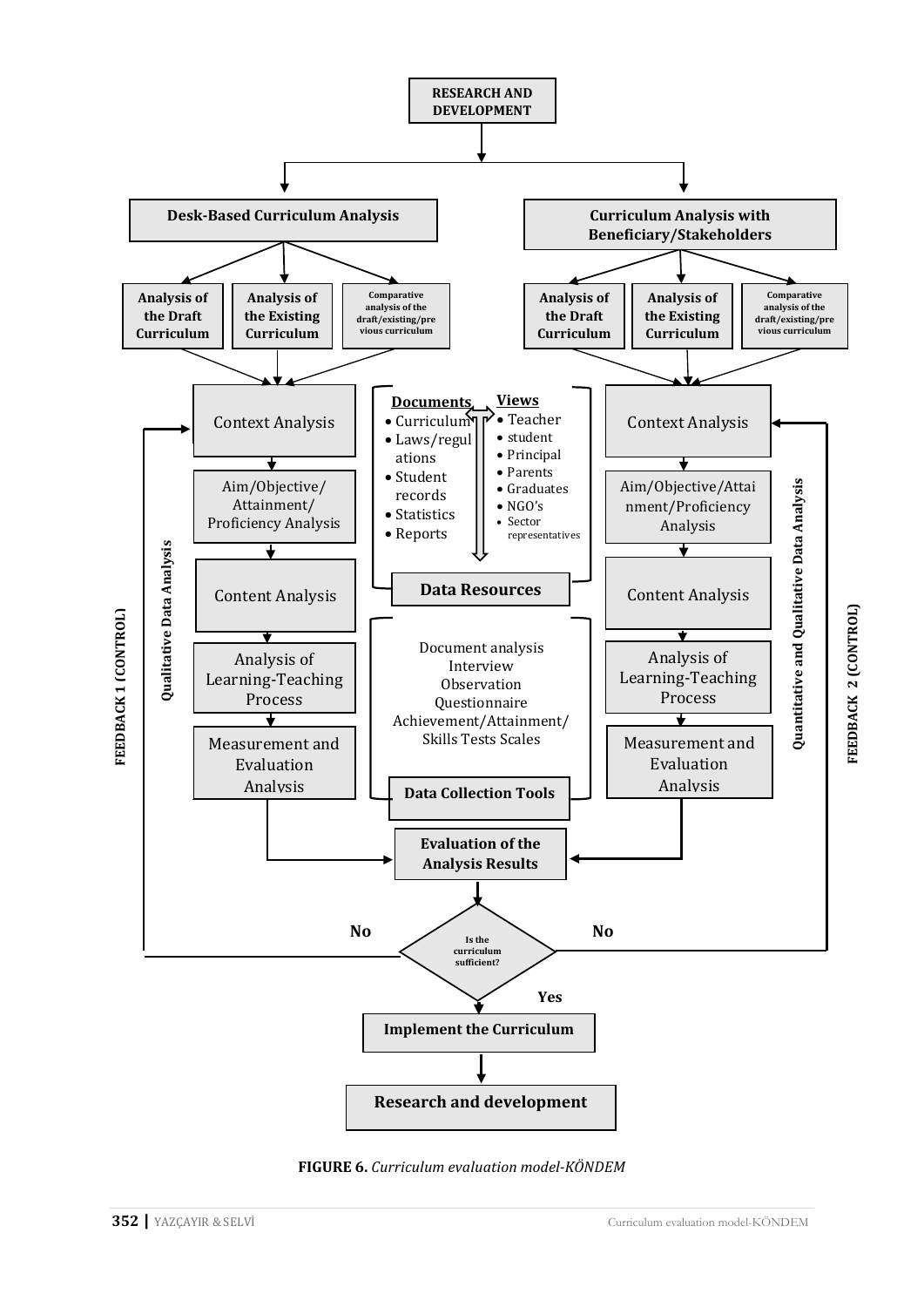**RESEARCH AND DEVELOPMENT**

**Desk-Based Curriculum Analysis**

- **Analysis of the Draft Curriculum**
- **Analysis of the Existing Curriculum**
- **Comparative analysis of the draft/existing/previous curriculum**

**Curriculum Analysis with Beneficiary/Stakeholders**

- **Analysis of the Draft Curriculum**
- **Analysis of the Existing Curriculum**
- **Comparative analysis of the draft/existing/previous curriculum**

**FEEDBACK 1 (CONTROL)**

**Qualitative Data Analysis**

- Context Analysis
- Aim/Objective/Attainment/Proficiency Analysis
- Content Analysis
- Analysis of Learning-Teaching Process
- Measurement and Evaluation Analysis

**Documents**

- Curriculum
- Laws/regulations
- Student records
- Statistics
- Reports

**Views**

- Teacher
- student
- Principal
- Parents
- Graduates
- NGO's
- Sector representatives

**Data Resources**

Document analysis
Interview
Observation
Questionnaire
Achievement/Attainment/Skills Tests Scales

**Data Collection Tools**

**Quantitative and Qualitative Data Analysis**

**FEEDBACK 2 (CONTROL)**

- Context Analysis
- Aim/Objective/Attainment/Proficiency Analysis
- Content Analysis
- Analysis of Learning-Teaching Process
- Measurement and Evaluation Analysis

**Evaluation of the Analysis Results**

**Is the curriculum sufficient?**

**No** → Feedback 1 / Feedback 2 (return to Context Analysis)

**Yes** → **Implement the Curriculum**

**Research and development**

**FIGURE 6.** *Curriculum evaluation model-KÖNDEM*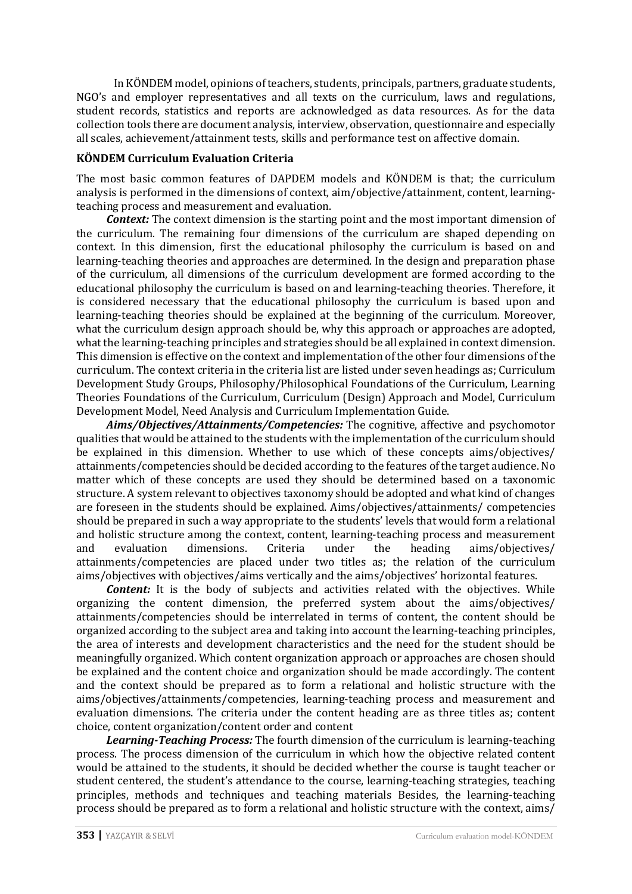In KÖNDEM model, opinions of teachers, students, principals, partners, graduate students, NGO's and employer representatives and all texts on the curriculum, laws and regulations, student records, statistics and reports are acknowledged as data resources. As for the data collection tools there are document analysis, interview, observation, questionnaire and especially all scales, achievement/attainment tests, skills and performance test on affective domain.

**KÖNDEM Curriculum Evaluation Criteria**

The most basic common features of DAPDEM models and KÖNDEM is that; the curriculum analysis is performed in the dimensions of context, aim/objective/attainment, content, learning-teaching process and measurement and evaluation.

***Context:*** The context dimension is the starting point and the most important dimension of the curriculum. The remaining four dimensions of the curriculum are shaped depending on context. In this dimension, first the educational philosophy the curriculum is based on and learning-teaching theories and approaches are determined. In the design and preparation phase of the curriculum, all dimensions of the curriculum development are formed according to the educational philosophy the curriculum is based on and learning-teaching theories. Therefore, it is considered necessary that the educational philosophy the curriculum is based upon and learning-teaching theories should be explained at the beginning of the curriculum. Moreover, what the curriculum design approach should be, why this approach or approaches are adopted, what the learning-teaching principles and strategies should be all explained in context dimension. This dimension is effective on the context and implementation of the other four dimensions of the curriculum. The context criteria in the criteria list are listed under seven headings as; Curriculum Development Study Groups, Philosophy/Philosophical Foundations of the Curriculum, Learning Theories Foundations of the Curriculum, Curriculum (Design) Approach and Model, Curriculum Development Model, Need Analysis and Curriculum Implementation Guide.

***Aims/Objectives/Attainments/Competencies:*** The cognitive, affective and psychomotor qualities that would be attained to the students with the implementation of the curriculum should be explained in this dimension. Whether to use which of these concepts aims/objectives/ attainments/competencies should be decided according to the features of the target audience. No matter which of these concepts are used they should be determined based on a taxonomic structure. A system relevant to objectives taxonomy should be adopted and what kind of changes are foreseen in the students should be explained. Aims/objectives/attainments/ competencies should be prepared in such a way appropriate to the students' levels that would form a relational and holistic structure among the context, content, learning-teaching process and measurement and evaluation dimensions. Criteria under the heading aims/objectives/ attainments/competencies are placed under two titles as; the relation of the curriculum aims/objectives with objectives/aims vertically and the aims/objectives' horizontal features.

***Content:*** It is the body of subjects and activities related with the objectives. While organizing the content dimension, the preferred system about the aims/objectives/ attainments/competencies should be interrelated in terms of content, the content should be organized according to the subject area and taking into account the learning-teaching principles, the area of interests and development characteristics and the need for the student should be meaningfully organized. Which content organization approach or approaches are chosen should be explained and the content choice and organization should be made accordingly. The content and the context should be prepared as to form a relational and holistic structure with the aims/objectives/attainments/competencies, learning-teaching process and measurement and evaluation dimensions. The criteria under the content heading are as three titles as; content choice, content organization/content order and content

***Learning-Teaching Process:*** The fourth dimension of the curriculum is learning-teaching process. The process dimension of the curriculum in which how the objective related content would be attained to the students, it should be decided whether the course is taught teacher or student centered, the student's attendance to the course, learning-teaching strategies, teaching principles, methods and techniques and teaching materials Besides, the learning-teaching process should be prepared as to form a relational and holistic structure with the context, aims/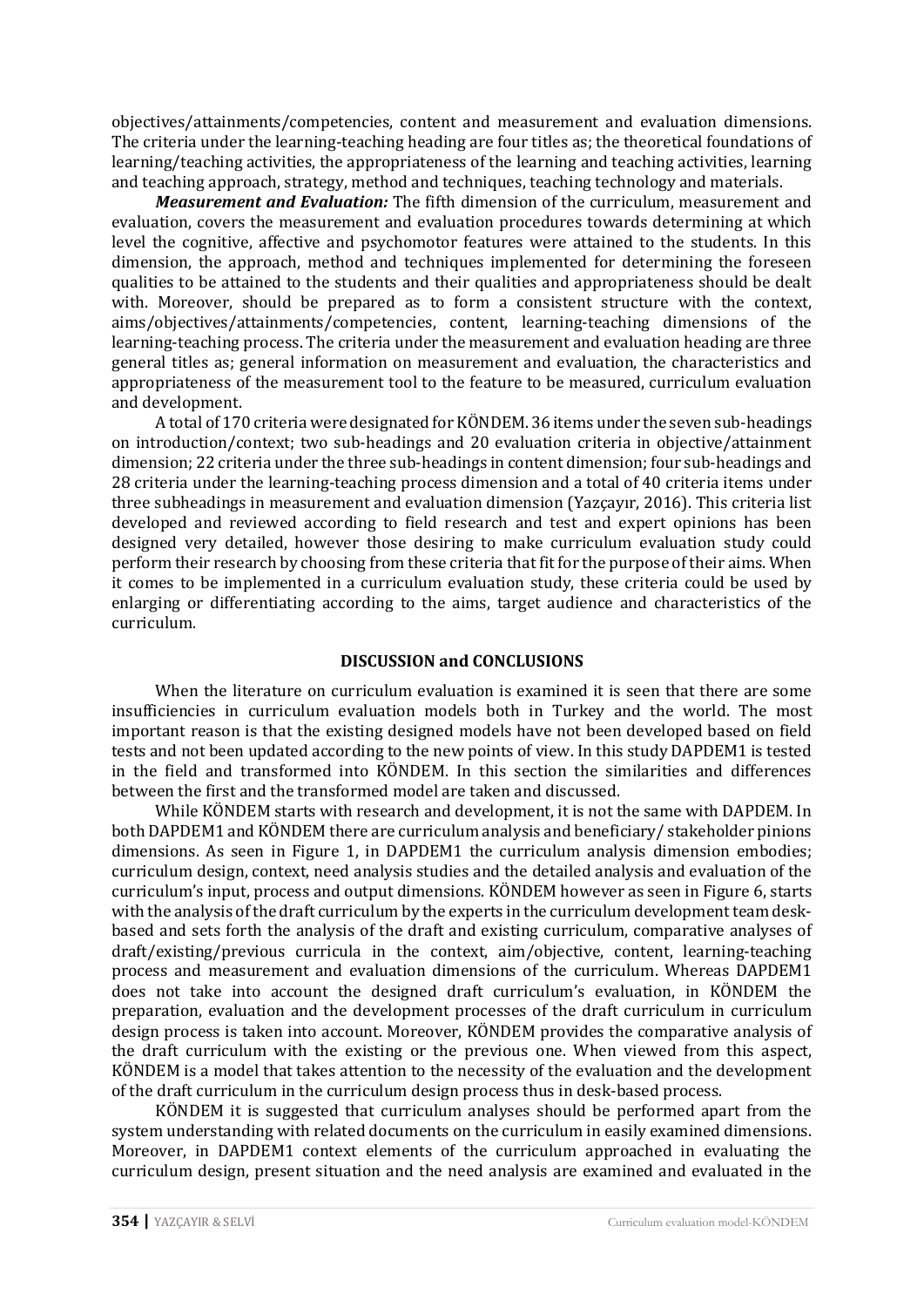objectives/attainments/competencies, content and measurement and evaluation dimensions. The criteria under the learning-teaching heading are four titles as; the theoretical foundations of learning/teaching activities, the appropriateness of the learning and teaching activities, learning and teaching approach, strategy, method and techniques, teaching technology and materials.

***Measurement and Evaluation:*** The fifth dimension of the curriculum, measurement and evaluation, covers the measurement and evaluation procedures towards determining at which level the cognitive, affective and psychomotor features were attained to the students. In this dimension, the approach, method and techniques implemented for determining the foreseen qualities to be attained to the students and their qualities and appropriateness should be dealt with. Moreover, should be prepared as to form a consistent structure with the context, aims/objectives/attainments/competencies, content, learning-teaching dimensions of the learning-teaching process. The criteria under the measurement and evaluation heading are three general titles as; general information on measurement and evaluation, the characteristics and appropriateness of the measurement tool to the feature to be measured, curriculum evaluation and development.

A total of 170 criteria were designated for KÖNDEM. 36 items under the seven sub-headings on introduction/context; two sub-headings and 20 evaluation criteria in objective/attainment dimension; 22 criteria under the three sub-headings in content dimension; four sub-headings and 28 criteria under the learning-teaching process dimension and a total of 40 criteria items under three subheadings in measurement and evaluation dimension (Yazçayır, 2016). This criteria list developed and reviewed according to field research and test and expert opinions has been designed very detailed, however those desiring to make curriculum evaluation study could perform their research by choosing from these criteria that fit for the purpose of their aims. When it comes to be implemented in a curriculum evaluation study, these criteria could be used by enlarging or differentiating according to the aims, target audience and characteristics of the curriculum.

## DISCUSSION and CONCLUSIONS

When the literature on curriculum evaluation is examined it is seen that there are some insufficiencies in curriculum evaluation models both in Turkey and the world. The most important reason is that the existing designed models have not been developed based on field tests and not been updated according to the new points of view. In this study DAPDEM1 is tested in the field and transformed into KÖNDEM. In this section the similarities and differences between the first and the transformed model are taken and discussed.

While KÖNDEM starts with research and development, it is not the same with DAPDEM. In both DAPDEM1 and KÖNDEM there are curriculum analysis and beneficiary/ stakeholder pinions dimensions. As seen in Figure 1, in DAPDEM1 the curriculum analysis dimension embodies; curriculum design, context, need analysis studies and the detailed analysis and evaluation of the curriculum's input, process and output dimensions. KÖNDEM however as seen in Figure 6, starts with the analysis of the draft curriculum by the experts in the curriculum development team desk-based and sets forth the analysis of the draft and existing curriculum, comparative analyses of draft/existing/previous curricula in the context, aim/objective, content, learning-teaching process and measurement and evaluation dimensions of the curriculum. Whereas DAPDEM1 does not take into account the designed draft curriculum's evaluation, in KÖNDEM the preparation, evaluation and the development processes of the draft curriculum in curriculum design process is taken into account. Moreover, KÖNDEM provides the comparative analysis of the draft curriculum with the existing or the previous one. When viewed from this aspect, KÖNDEM is a model that takes attention to the necessity of the evaluation and the development of the draft curriculum in the curriculum design process thus in desk-based process.

KÖNDEM it is suggested that curriculum analyses should be performed apart from the system understanding with related documents on the curriculum in easily examined dimensions. Moreover, in DAPDEM1 context elements of the curriculum approached in evaluating the curriculum design, present situation and the need analysis are examined and evaluated in the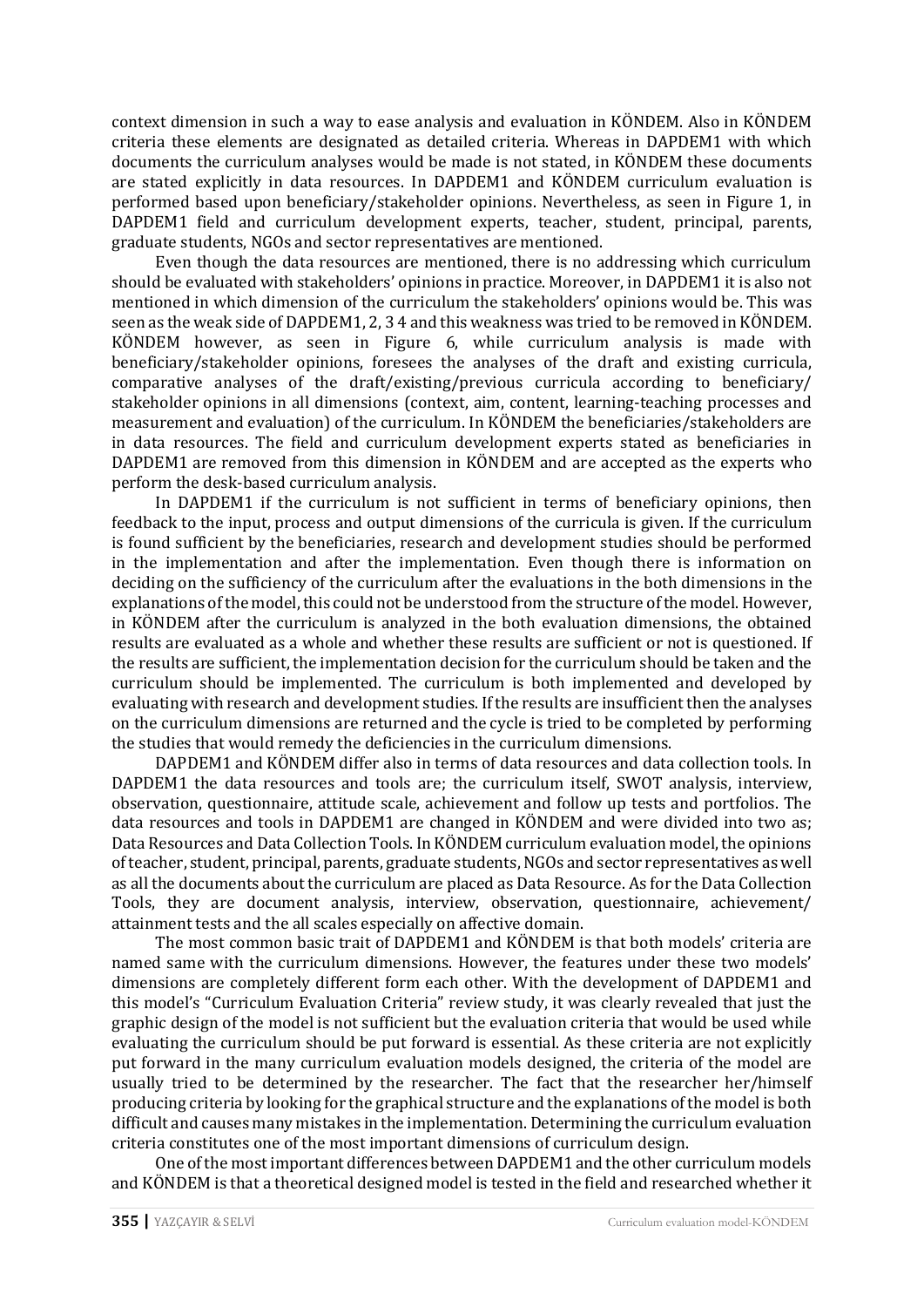context dimension in such a way to ease analysis and evaluation in KÖNDEM. Also in KÖNDEM criteria these elements are designated as detailed criteria. Whereas in DAPDEM1 with which documents the curriculum analyses would be made is not stated, in KÖNDEM these documents are stated explicitly in data resources. In DAPDEM1 and KÖNDEM curriculum evaluation is performed based upon beneficiary/stakeholder opinions. Nevertheless, as seen in Figure 1, in DAPDEM1 field and curriculum development experts, teacher, student, principal, parents, graduate students, NGOs and sector representatives are mentioned.

Even though the data resources are mentioned, there is no addressing which curriculum should be evaluated with stakeholders' opinions in practice. Moreover, in DAPDEM1 it is also not mentioned in which dimension of the curriculum the stakeholders' opinions would be. This was seen as the weak side of DAPDEM1, 2, 3 4 and this weakness was tried to be removed in KÖNDEM. KÖNDEM however, as seen in Figure 6, while curriculum analysis is made with beneficiary/stakeholder opinions, foresees the analyses of the draft and existing curricula, comparative analyses of the draft/existing/previous curricula according to beneficiary/ stakeholder opinions in all dimensions (context, aim, content, learning-teaching processes and measurement and evaluation) of the curriculum. In KÖNDEM the beneficiaries/stakeholders are in data resources. The field and curriculum development experts stated as beneficiaries in DAPDEM1 are removed from this dimension in KÖNDEM and are accepted as the experts who perform the desk-based curriculum analysis.

In DAPDEM1 if the curriculum is not sufficient in terms of beneficiary opinions, then feedback to the input, process and output dimensions of the curricula is given. If the curriculum is found sufficient by the beneficiaries, research and development studies should be performed in the implementation and after the implementation. Even though there is information on deciding on the sufficiency of the curriculum after the evaluations in the both dimensions in the explanations of the model, this could not be understood from the structure of the model. However, in KÖNDEM after the curriculum is analyzed in the both evaluation dimensions, the obtained results are evaluated as a whole and whether these results are sufficient or not is questioned. If the results are sufficient, the implementation decision for the curriculum should be taken and the curriculum should be implemented. The curriculum is both implemented and developed by evaluating with research and development studies. If the results are insufficient then the analyses on the curriculum dimensions are returned and the cycle is tried to be completed by performing the studies that would remedy the deficiencies in the curriculum dimensions.

DAPDEM1 and KÖNDEM differ also in terms of data resources and data collection tools. In DAPDEM1 the data resources and tools are; the curriculum itself, SWOT analysis, interview, observation, questionnaire, attitude scale, achievement and follow up tests and portfolios. The data resources and tools in DAPDEM1 are changed in KÖNDEM and were divided into two as; Data Resources and Data Collection Tools. In KÖNDEM curriculum evaluation model, the opinions of teacher, student, principal, parents, graduate students, NGOs and sector representatives as well as all the documents about the curriculum are placed as Data Resource. As for the Data Collection Tools, they are document analysis, interview, observation, questionnaire, achievement/ attainment tests and the all scales especially on affective domain.

The most common basic trait of DAPDEM1 and KÖNDEM is that both models' criteria are named same with the curriculum dimensions. However, the features under these two models' dimensions are completely different form each other. With the development of DAPDEM1 and this model's "Curriculum Evaluation Criteria" review study, it was clearly revealed that just the graphic design of the model is not sufficient but the evaluation criteria that would be used while evaluating the curriculum should be put forward is essential. As these criteria are not explicitly put forward in the many curriculum evaluation models designed, the criteria of the model are usually tried to be determined by the researcher. The fact that the researcher her/himself producing criteria by looking for the graphical structure and the explanations of the model is both difficult and causes many mistakes in the implementation. Determining the curriculum evaluation criteria constitutes one of the most important dimensions of curriculum design.

One of the most important differences between DAPDEM1 and the other curriculum models and KÖNDEM is that a theoretical designed model is tested in the field and researched whether it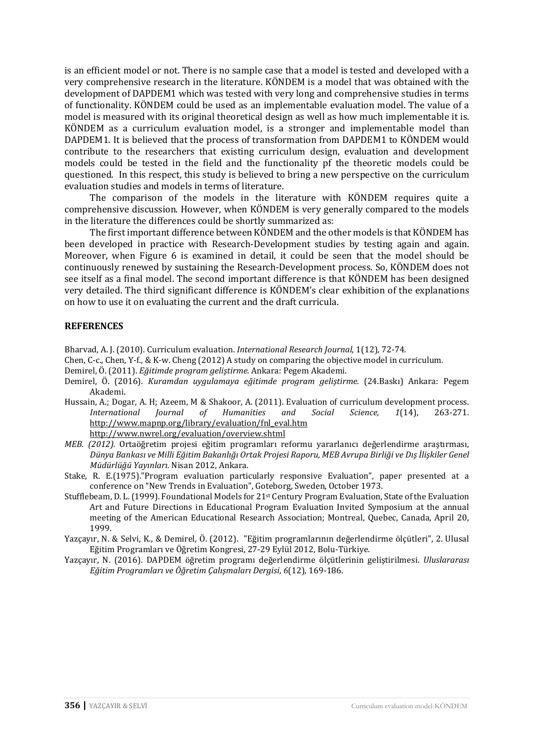is an efficient model or not. There is no sample case that a model is tested and developed with a very comprehensive research in the literature. KÖNDEM is a model that was obtained with the development of DAPDEM1 which was tested with very long and comprehensive studies in terms of functionality. KÖNDEM could be used as an implementable evaluation model. The value of a model is measured with its original theoretical design as well as how much implementable it is. KÖNDEM as a curriculum evaluation model, is a stronger and implementable model than DAPDEM1. It is believed that the process of transformation from DAPDEM1 to KÖNDEM would contribute to the researchers that existing curriculum design, evaluation and development models could be tested in the field and the functionality pf the theoretic models could be questioned. In this respect, this study is believed to bring a new perspective on the curriculum evaluation studies and models in terms of literature.

The comparison of the models in the literature with KÖNDEM requires quite a comprehensive discussion. However, when KÖNDEM is very generally compared to the models in the literature the differences could be shortly summarized as:

The first important difference between KÖNDEM and the other models is that KÖNDEM has been developed in practice with Research-Development studies by testing again and again. Moreover, when Figure 6 is examined in detail, it could be seen that the model should be continuously renewed by sustaining the Research-Development process. So, KÖNDEM does not see itself as a final model. The second important difference is that KÖNDEM has been designed very detailed. The third significant difference is KÖNDEM's clear exhibition of the explanations on how to use it on evaluating the current and the draft curricula.

## REFERENCES

Bharvad, A. J. (2010). Curriculum evaluation. *International Research Journal*, 1(12), 72-74.

Chen, C-c., Chen, Y-f., & K-w. Cheng (2012) A study on comparing the objective model in curriculum.

Demirel, Ö. (2011). *Eğitimde program geliştirme*. Ankara: Pegem Akademi.

Demirel, Ö. (2016). *Kuramdan uygulamaya eğitimde program geliştirme.* (24.Baskı) Ankara: Pegem Akademi.

Hussain, A.; Dogar, A. H; Azeem, M & Shakoor, A. (2011). Evaluation of curriculum development process. *International Journal of Humanities and Social Science, 1*(14), 263-271. http://www.mapnp.org/library/evaluation/fnl_eval.htm http://www.nwrel.org/evaluation/overview.shtml

*MEB. (2012).* Ortaöğretim projesi eğitim programları reformu yararlanıcı değerlendirme araştırması, *Dünya Bankası ve Milli Eğitim Bakanlığı Ortak Projesi Raporu, MEB Avrupa Birliği ve Dış İlişkiler Genel Müdürlüğü Yayınları.* Nisan 2012, Ankara.

Stake, R. E.(1975)."Program evaluation particularly responsive Evaluation", paper presented at a conference on "New Trends in Evaluation", Goteborg, Sweden, October 1973.

Stufflebeam, D. L. (1999). Foundational Models for 21st Century Program Evaluation, State of the Evaluation Art and Future Directions in Educational Program Evaluation Invited Symposium at the annual meeting of the American Educational Research Association; Montreal, Quebec, Canada, April 20, 1999.

Yazçayır, N. & Selvi, K., & Demirel, Ö. (2012). "Eğitim programlarının değerlendirme ölçütleri", 2. Ulusal Eğitim Programları ve Öğretim Kongresi, 27-29 Eylül 2012, Bolu-Türkiye.

Yazçayır, N. (2016). DAPDEM öğretim programı değerlendirme ölçütlerinin geliştirilmesi. *Uluslararası Eğitim Programları ve Öğretim Çalışmaları Dergisi*, *6*(12), 169-186.